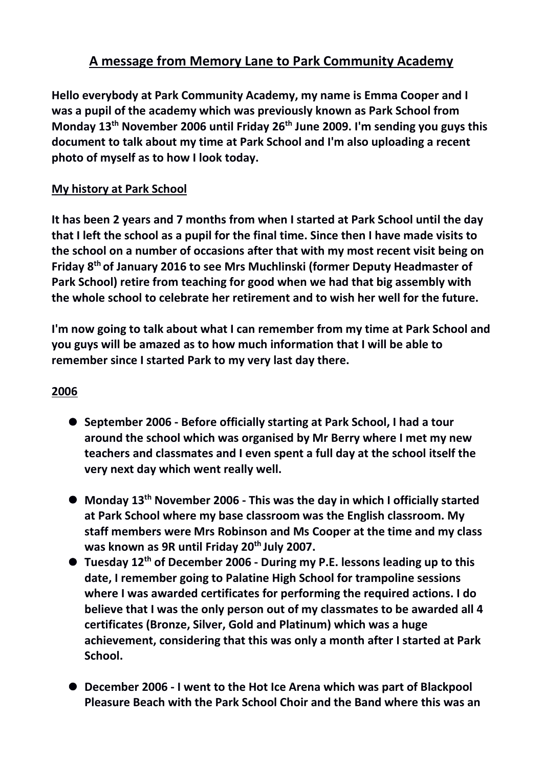# A message from Memory Lane to Park Community Academy

**Hello everybody at Park Community Academy, my name is Emma Cooper and I was a pupil of the academy which was previously known as Park School from Monday 13th November 2006 until Friday 26th June 2009. I'm sending you guys this document to talk about my time at Park School and I'm also uploading a recent photo of myself as to how I look today.**

## My history at Park School

**It has been 2 years and 7 months from when I started at Park School until the day that I left the school as a pupil for the final time. Since then I have made visits to the school on a number of occasions after that with my most recent visit being on Friday 8th of January 2016 to see Mrs Muchlinski (former Deputy Headmaster of Park School) retire from teaching for good when we had that big assembly with the whole school to celebrate her retirement and to wish her well for the future.**

**I'm now going to talk about what I can remember from my time at Park School and you guys will be amazed as to how much information that I will be able to remember since I started Park to my very last day there.**

## 2006

- **September 2006 - Before officially starting at Park School, I had a tour around the school which was organised by Mr Berry where I met my new teachers and classmates and I even spent a full day at the school itself the very next day which went really well.**
- **Monday 13th November 2006 - This was the day in which I officially started at Park School where my base classroom was the English classroom. My staff members were Mrs Robinson and Ms Cooper at the time and my class was known as 9R until Friday 20th July 2007.**
- **Tuesday 12th of December 2006 - During my P.E. lessons leading up to this date, I remember going to Palatine High School for trampoline sessions where I was awarded certificates for performing the required actions. I do believe that I was the only person out of my classmates to be awarded all 4 certificates (Bronze, Silver, Gold and Platinum) which was a huge achievement, considering that this was only a month after I started at Park School.**
- **December 2006 - I went to the Hot Ice Arena which was part of Blackpool Pleasure Beach with the Park School Choir and the Band where this was an**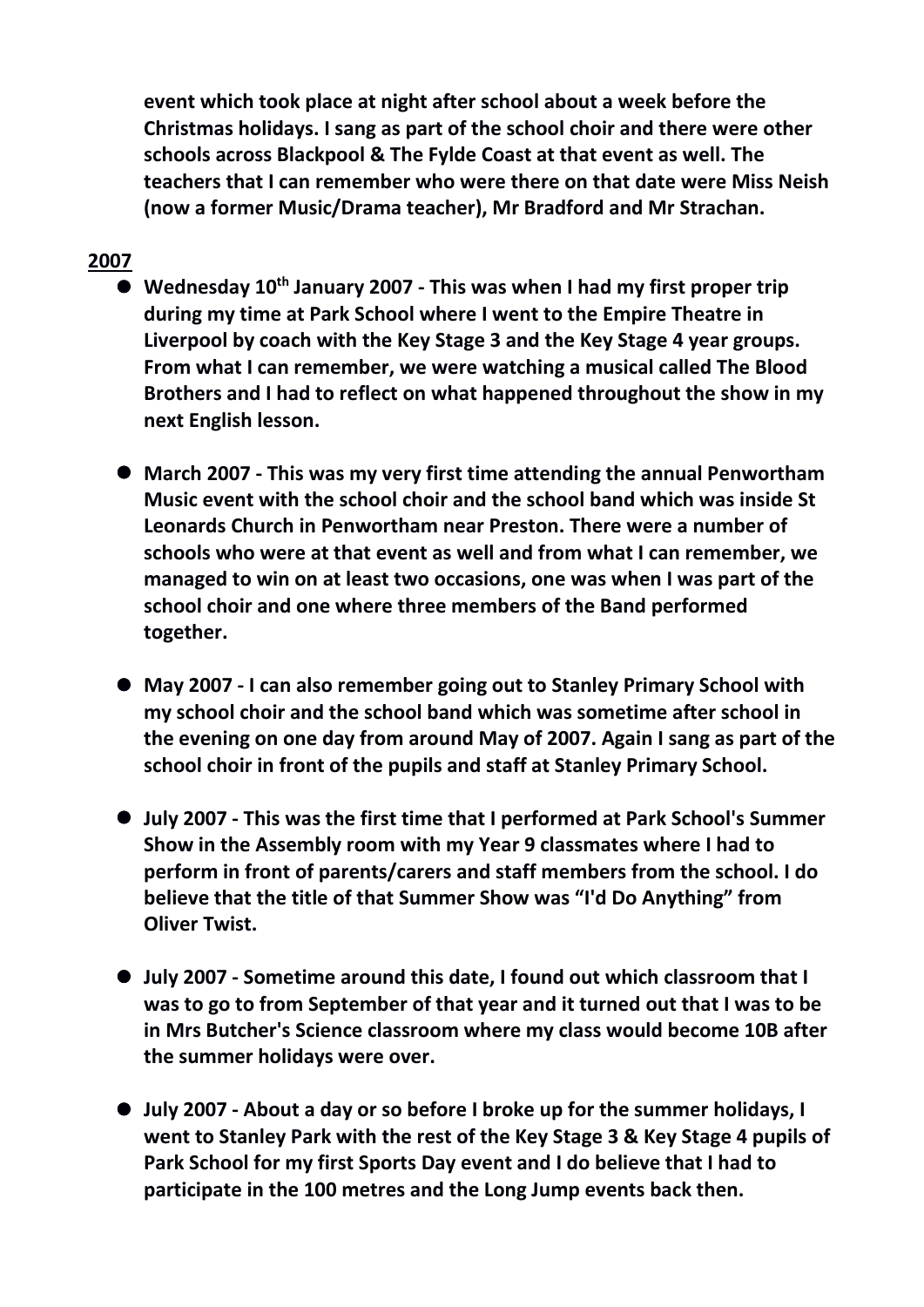**event which took place at night after school about a week before the Christmas holidays. I sang as part of the school choir and there were other schools across Blackpool & The Fylde Coast at that event as well. The teachers that I can remember who were there on that date were Miss Neish (now a former Music/Drama teacher), Mr Bradford and Mr Strachan.**

**2007**

- **Wednesday 10th January 2007 - This was when I had my first proper trip during my time at Park School where I went to the Empire Theatre in Liverpool by coach with the Key Stage 3 and the Key Stage 4 year groups. From what I can remember, we were watching a musical called The Blood Brothers and I had to reflect on what happened throughout the show in my next English lesson.**

- **March 2007 - This was my very first time attending the annual Penwortham Music event with the school choir and the school band which was inside St Leonards Church in Penwortham near Preston. There were a number of schools who were at that event as well and from what I can remember, we managed to win on at least two occasions, one was when I was part of the school choir and one where three members of the Band performed together.**

- **May 2007 - I can also remember going out to Stanley Primary School with my school choir and the school band which was sometime after school in the evening on one day from around May of 2007. Again I sang as part of the school choir in front of the pupils and staff at Stanley Primary School.**

- **July 2007 - This was the first time that I performed at Park School's Summer Show in the Assembly room with my Year 9 classmates where I had to perform in front of parents/carers and staff members from the school. I do believe that the title of that Summer Show was "I'd Do Anything" from Oliver Twist.**

- **July 2007 - Sometime around this date, I found out which classroom that I was to go to from September of that year and it turned out that I was to be in Mrs Butcher's Science classroom where my class would become 10B after the summer holidays were over.**

- **July 2007 - About a day or so before I broke up for the summer holidays, I went to Stanley Park with the rest of the Key Stage 3 & Key Stage 4 pupils of Park School for my first Sports Day event and I do believe that I had to participate in the 100 metres and the Long Jump events back then.**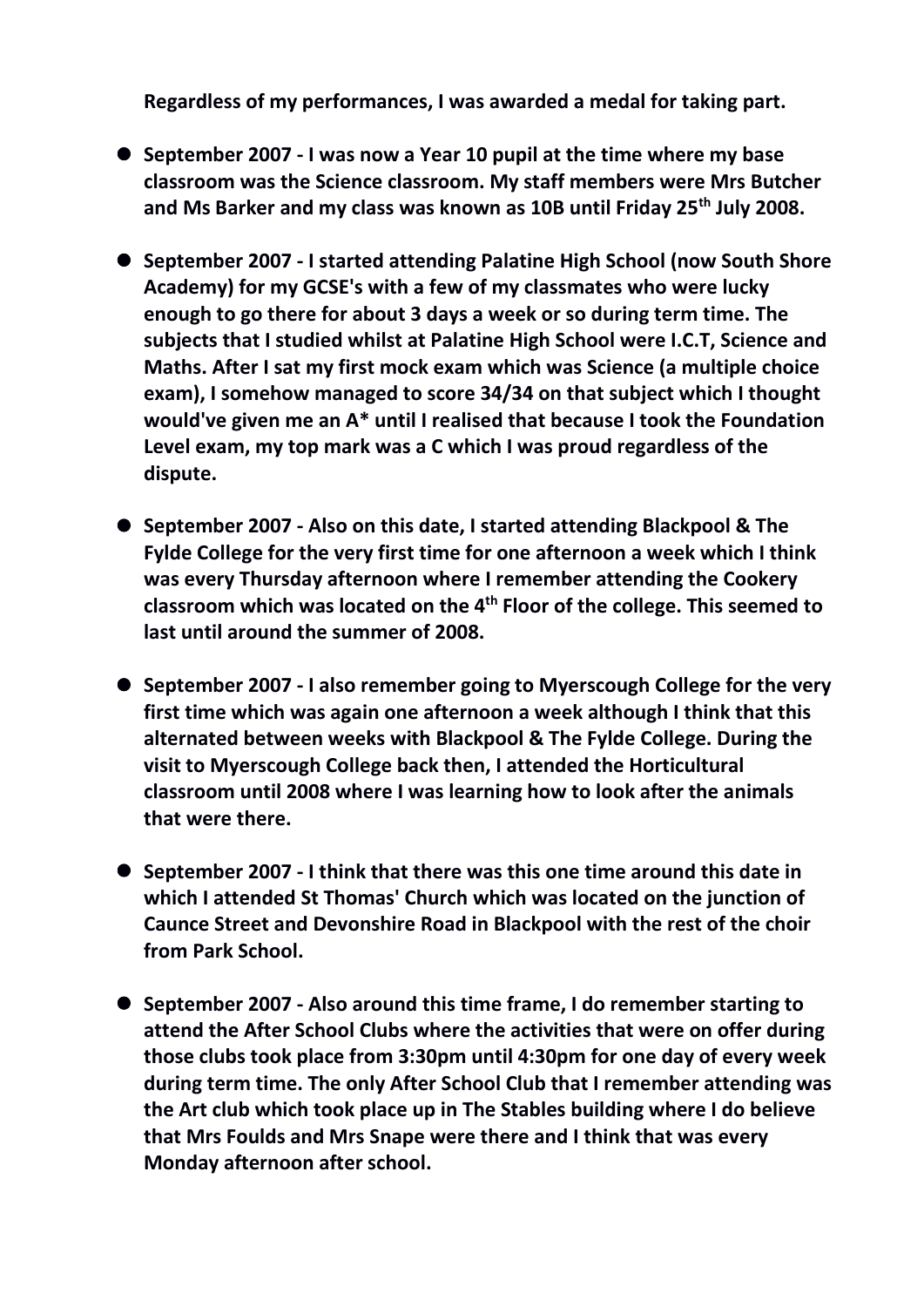**Regardless of my performances, I was awarded a medal for taking part.**

- **September 2007 - I was now a Year 10 pupil at the time where my base classroom was the Science classroom. My staff members were Mrs Butcher and Ms Barker and my class was known as 10B until Friday 25th July 2008.**

- **September 2007 - I started attending Palatine High School (now South Shore Academy) for my GCSE's with a few of my classmates who were lucky enough to go there for about 3 days a week or so during term time. The subjects that I studied whilst at Palatine High School were I.C.T, Science and Maths. After I sat my first mock exam which was Science (a multiple choice exam), I somehow managed to score 34/34 on that subject which I thought would've given me an A* until I realised that because I took the Foundation Level exam, my top mark was a C which I was proud regardless of the dispute.**

- **September 2007 - Also on this date, I started attending Blackpool & The Fylde College for the very first time for one afternoon a week which I think was every Thursday afternoon where I remember attending the Cookery classroom which was located on the 4th Floor of the college. This seemed to last until around the summer of 2008.**

- **September 2007 - I also remember going to Myerscough College for the very first time which was again one afternoon a week although I think that this alternated between weeks with Blackpool & The Fylde College. During the visit to Myerscough College back then, I attended the Horticultural classroom until 2008 where I was learning how to look after the animals that were there.**

- **September 2007 - I think that there was this one time around this date in which I attended St Thomas' Church which was located on the junction of Caunce Street and Devonshire Road in Blackpool with the rest of the choir from Park School.**

- **September 2007 - Also around this time frame, I do remember starting to attend the After School Clubs where the activities that were on offer during those clubs took place from 3:30pm until 4:30pm for one day of every week during term time. The only After School Club that I remember attending was the Art club which took place up in The Stables building where I do believe that Mrs Foulds and Mrs Snape were there and I think that was every Monday afternoon after school.**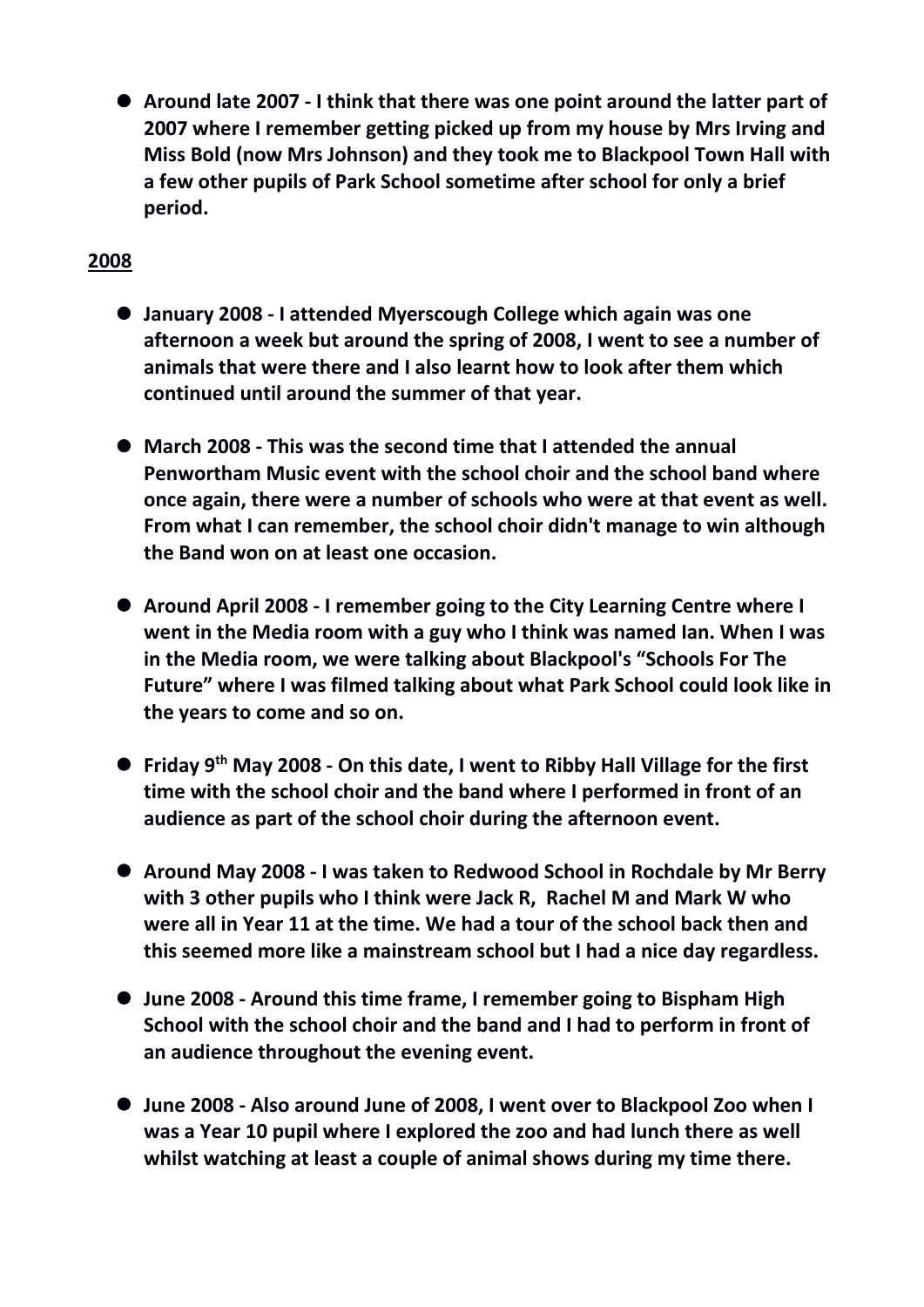- **Around late 2007 - I think that there was one point around the latter part of 2007 where I remember getting picked up from my house by Mrs Irving and Miss Bold (now Mrs Johnson) and they took me to Blackpool Town Hall with a few other pupils of Park School sometime after school for only a brief period.**

**2008**

- **January 2008 - I attended Myerscough College which again was one afternoon a week but around the spring of 2008, I went to see a number of animals that were there and I also learnt how to look after them which continued until around the summer of that year.**

- **March 2008 - This was the second time that I attended the annual Penwortham Music event with the school choir and the school band where once again, there were a number of schools who were at that event as well. From what I can remember, the school choir didn't manage to win although the Band won on at least one occasion.**

- **Around April 2008 - I remember going to the City Learning Centre where I went in the Media room with a guy who I think was named Ian. When I was in the Media room, we were talking about Blackpool's "Schools For The Future" where I was filmed talking about what Park School could look like in the years to come and so on.**

- **Friday 9th May 2008 - On this date, I went to Ribby Hall Village for the first time with the school choir and the band where I performed in front of an audience as part of the school choir during the afternoon event.**

- **Around May 2008 - I was taken to Redwood School in Rochdale by Mr Berry with 3 other pupils who I think were Jack R, Rachel M and Mark W who were all in Year 11 at the time. We had a tour of the school back then and this seemed more like a mainstream school but I had a nice day regardless.**

- **June 2008 - Around this time frame, I remember going to Bispham High School with the school choir and the band and I had to perform in front of an audience throughout the evening event.**

- **June 2008 - Also around June of 2008, I went over to Blackpool Zoo when I was a Year 10 pupil where I explored the zoo and had lunch there as well whilst watching at least a couple of animal shows during my time there.**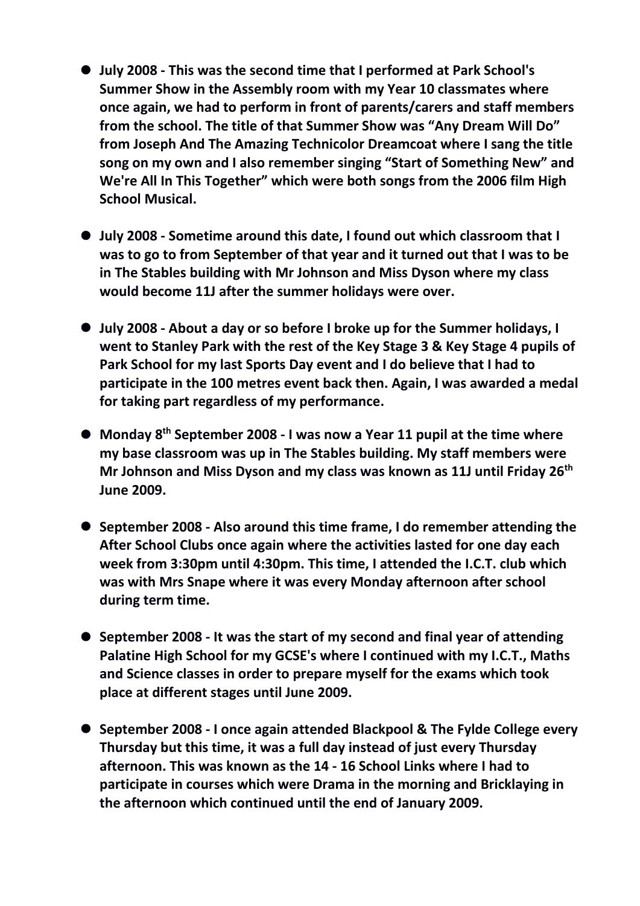- **July 2008 - This was the second time that I performed at Park School's Summer Show in the Assembly room with my Year 10 classmates where once again, we had to perform in front of parents/carers and staff members from the school. The title of that Summer Show was "Any Dream Will Do" from Joseph And The Amazing Technicolor Dreamcoat where I sang the title song on my own and I also remember singing "Start of Something New" and We're All In This Together" which were both songs from the 2006 film High School Musical.**

- **July 2008 - Sometime around this date, I found out which classroom that I was to go to from September of that year and it turned out that I was to be in The Stables building with Mr Johnson and Miss Dyson where my class would become 11J after the summer holidays were over.**

- **July 2008 - About a day or so before I broke up for the Summer holidays, I went to Stanley Park with the rest of the Key Stage 3 & Key Stage 4 pupils of Park School for my last Sports Day event and I do believe that I had to participate in the 100 metres event back then. Again, I was awarded a medal for taking part regardless of my performance.**

- **Monday 8th September 2008 - I was now a Year 11 pupil at the time where my base classroom was up in The Stables building. My staff members were Mr Johnson and Miss Dyson and my class was known as 11J until Friday 26th June 2009.**

- **September 2008 - Also around this time frame, I do remember attending the After School Clubs once again where the activities lasted for one day each week from 3:30pm until 4:30pm. This time, I attended the I.C.T. club which was with Mrs Snape where it was every Monday afternoon after school during term time.**

- **September 2008 - It was the start of my second and final year of attending Palatine High School for my GCSE's where I continued with my I.C.T., Maths and Science classes in order to prepare myself for the exams which took place at different stages until June 2009.**

- **September 2008 - I once again attended Blackpool & The Fylde College every Thursday but this time, it was a full day instead of just every Thursday afternoon. This was known as the 14 - 16 School Links where I had to participate in courses which were Drama in the morning and Bricklaying in the afternoon which continued until the end of January 2009.**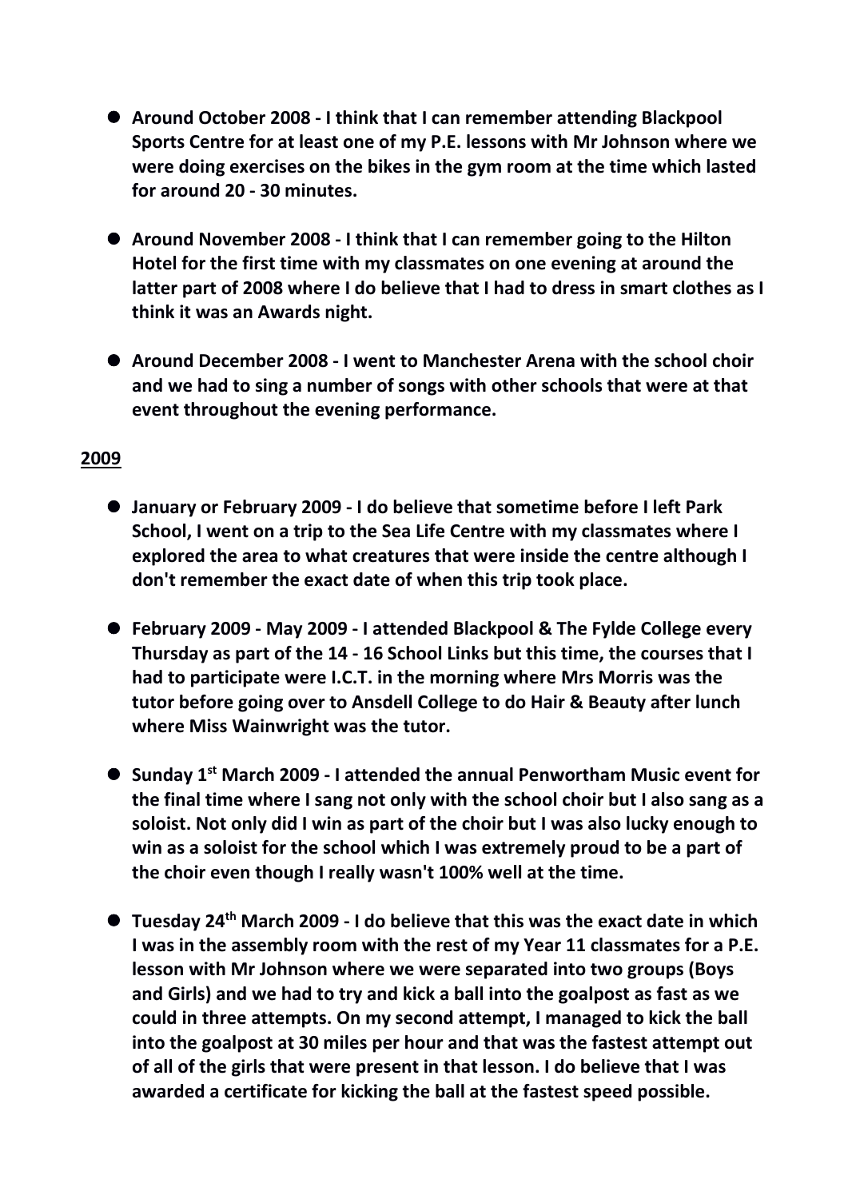- **Around October 2008 - I think that I can remember attending Blackpool Sports Centre for at least one of my P.E. lessons with Mr Johnson where we were doing exercises on the bikes in the gym room at the time which lasted for around 20 - 30 minutes.**

- **Around November 2008 - I think that I can remember going to the Hilton Hotel for the first time with my classmates on one evening at around the latter part of 2008 where I do believe that I had to dress in smart clothes as I think it was an Awards night.**

- **Around December 2008 - I went to Manchester Arena with the school choir and we had to sing a number of songs with other schools that were at that event throughout the evening performance.**

**2009**

- **January or February 2009 - I do believe that sometime before I left Park School, I went on a trip to the Sea Life Centre with my classmates where I explored the area to what creatures that were inside the centre although I don't remember the exact date of when this trip took place.**

- **February 2009 - May 2009 - I attended Blackpool & The Fylde College every Thursday as part of the 14 - 16 School Links but this time, the courses that I had to participate were I.C.T. in the morning where Mrs Morris was the tutor before going over to Ansdell College to do Hair & Beauty after lunch where Miss Wainwright was the tutor.**

- **Sunday 1st March 2009 - I attended the annual Penwortham Music event for the final time where I sang not only with the school choir but I also sang as a soloist. Not only did I win as part of the choir but I was also lucky enough to win as a soloist for the school which I was extremely proud to be a part of the choir even though I really wasn't 100% well at the time.**

- **Tuesday 24th March 2009 - I do believe that this was the exact date in which I was in the assembly room with the rest of my Year 11 classmates for a P.E. lesson with Mr Johnson where we were separated into two groups (Boys and Girls) and we had to try and kick a ball into the goalpost as fast as we could in three attempts. On my second attempt, I managed to kick the ball into the goalpost at 30 miles per hour and that was the fastest attempt out of all of the girls that were present in that lesson. I do believe that I was awarded a certificate for kicking the ball at the fastest speed possible.**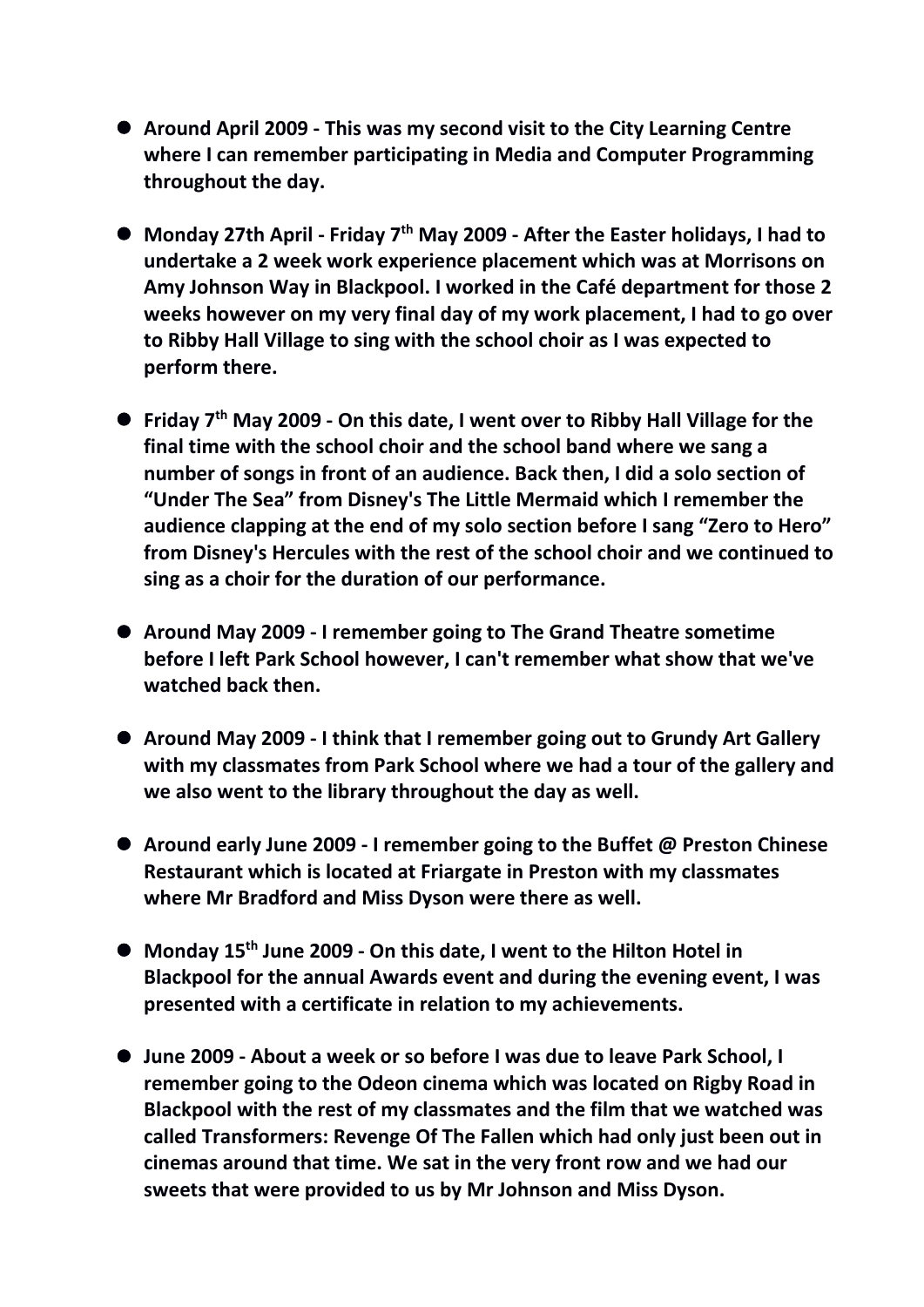- **Around April 2009 - This was my second visit to the City Learning Centre where I can remember participating in Media and Computer Programming throughout the day.**

- **Monday 27th April - Friday 7th May 2009 - After the Easter holidays, I had to undertake a 2 week work experience placement which was at Morrisons on Amy Johnson Way in Blackpool. I worked in the Café department for those 2 weeks however on my very final day of my work placement, I had to go over to Ribby Hall Village to sing with the school choir as I was expected to perform there.**

- **Friday 7th May 2009 - On this date, I went over to Ribby Hall Village for the final time with the school choir and the school band where we sang a number of songs in front of an audience. Back then, I did a solo section of "Under The Sea" from Disney's The Little Mermaid which I remember the audience clapping at the end of my solo section before I sang "Zero to Hero" from Disney's Hercules with the rest of the school choir and we continued to sing as a choir for the duration of our performance.**

- **Around May 2009 - I remember going to The Grand Theatre sometime before I left Park School however, I can't remember what show that we've watched back then.**

- **Around May 2009 - I think that I remember going out to Grundy Art Gallery with my classmates from Park School where we had a tour of the gallery and we also went to the library throughout the day as well.**

- **Around early June 2009 - I remember going to the Buffet @ Preston Chinese Restaurant which is located at Friargate in Preston with my classmates where Mr Bradford and Miss Dyson were there as well.**

- **Monday 15th June 2009 - On this date, I went to the Hilton Hotel in Blackpool for the annual Awards event and during the evening event, I was presented with a certificate in relation to my achievements.**

- **June 2009 - About a week or so before I was due to leave Park School, I remember going to the Odeon cinema which was located on Rigby Road in Blackpool with the rest of my classmates and the film that we watched was called Transformers: Revenge Of The Fallen which had only just been out in cinemas around that time. We sat in the very front row and we had our sweets that were provided to us by Mr Johnson and Miss Dyson.**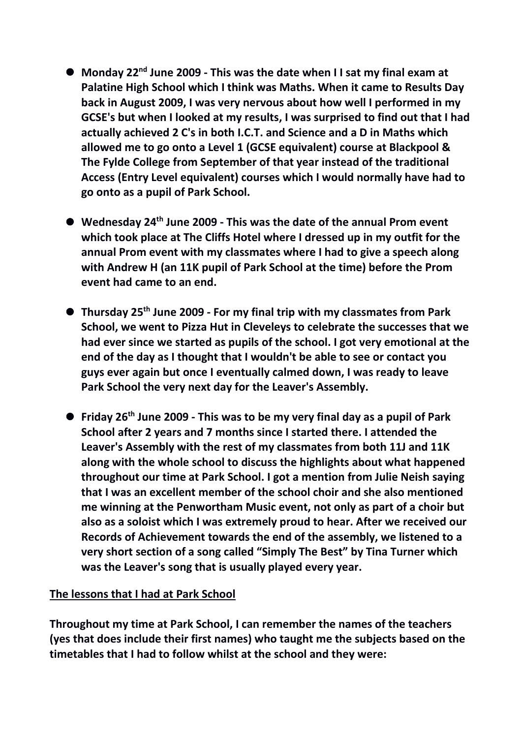- **Monday 22nd June 2009 - This was the date when I I sat my final exam at Palatine High School which I think was Maths. When it came to Results Day back in August 2009, I was very nervous about how well I performed in my GCSE's but when I looked at my results, I was surprised to find out that I had actually achieved 2 C's in both I.C.T. and Science and a D in Maths which allowed me to go onto a Level 1 (GCSE equivalent) course at Blackpool & The Fylde College from September of that year instead of the traditional Access (Entry Level equivalent) courses which I would normally have had to go onto as a pupil of Park School.**

- **Wednesday 24th June 2009 - This was the date of the annual Prom event which took place at The Cliffs Hotel where I dressed up in my outfit for the annual Prom event with my classmates where I had to give a speech along with Andrew H (an 11K pupil of Park School at the time) before the Prom event had came to an end.**

- **Thursday 25th June 2009 - For my final trip with my classmates from Park School, we went to Pizza Hut in Cleveleys to celebrate the successes that we had ever since we started as pupils of the school. I got very emotional at the end of the day as I thought that I wouldn't be able to see or contact you guys ever again but once I eventually calmed down, I was ready to leave Park School the very next day for the Leaver's Assembly.**

- **Friday 26th June 2009 - This was to be my very final day as a pupil of Park School after 2 years and 7 months since I started there. I attended the Leaver's Assembly with the rest of my classmates from both 11J and 11K along with the whole school to discuss the highlights about what happened throughout our time at Park School. I got a mention from Julie Neish saying that I was an excellent member of the school choir and she also mentioned me winning at the Penwortham Music event, not only as part of a choir but also as a soloist which I was extremely proud to hear. After we received our Records of Achievement towards the end of the assembly, we listened to a very short section of a song called "Simply The Best" by Tina Turner which was the Leaver's song that is usually played every year.**

**<u>The lessons that I had at Park School</u>**

**Throughout my time at Park School, I can remember the names of the teachers (yes that does include their first names) who taught me the subjects based on the timetables that I had to follow whilst at the school and they were:**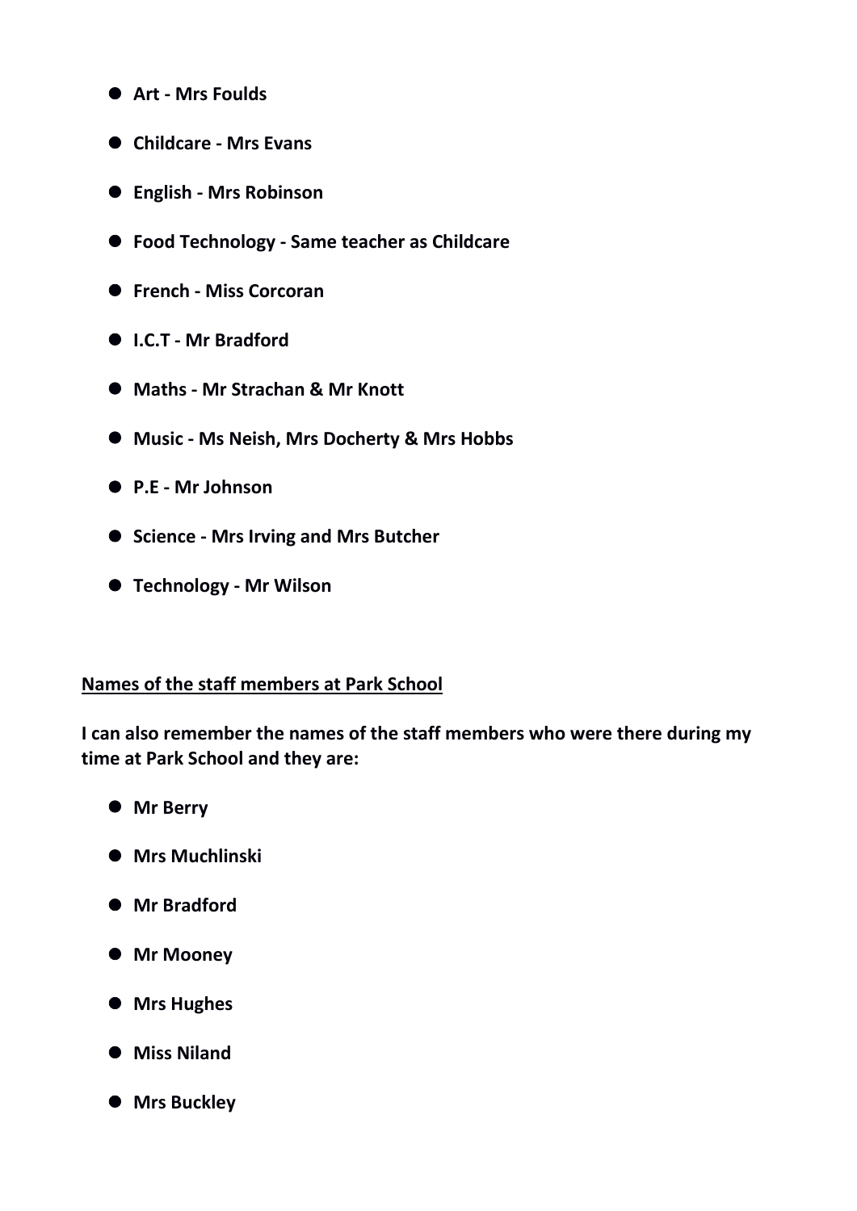- **Art - Mrs Foulds**
- **Childcare - Mrs Evans**
- **English - Mrs Robinson**
- **Food Technology - Same teacher as Childcare**
- **French - Miss Corcoran**
- **I.C.T - Mr Bradford**
- **Maths - Mr Strachan & Mr Knott**
- **Music - Ms Neish, Mrs Docherty & Mrs Hobbs**
- **P.E - Mr Johnson**
- **Science - Mrs Irving and Mrs Butcher**
- **Technology - Mr Wilson**

## Names of the staff members at Park School

**I can also remember the names of the staff members who were there during my time at Park School and they are:**

- **Mr Berry**
- **Mrs Muchlinski**
- **Mr Bradford**
- **Mr Mooney**
- **Mrs Hughes**
- **Miss Niland**
- **Mrs Buckley**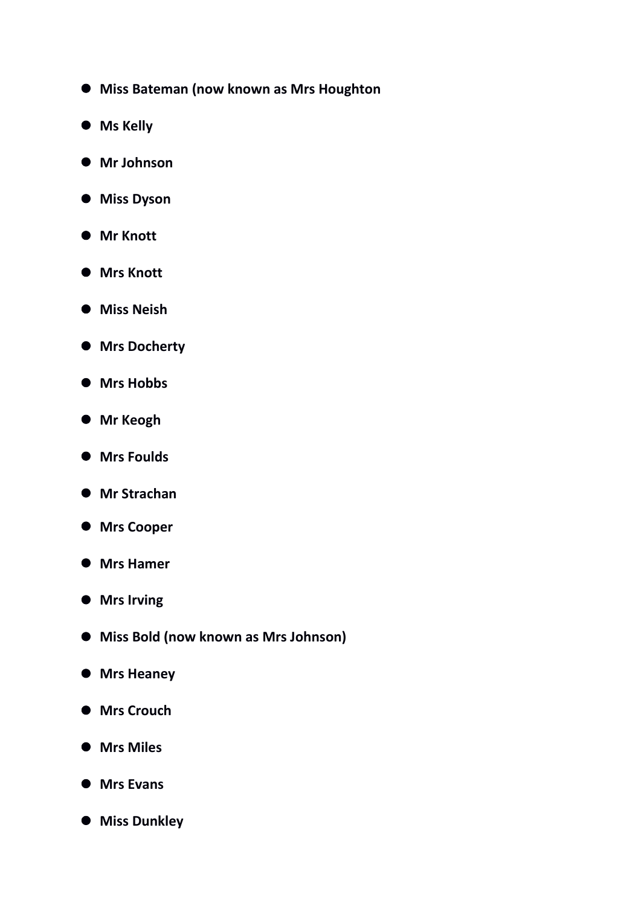- **Miss Bateman (now known as Mrs Houghton**
- **Ms Kelly**
- **Mr Johnson**
- **Miss Dyson**
- **Mr Knott**
- **Mrs Knott**
- **Miss Neish**
- **Mrs Docherty**
- **Mrs Hobbs**
- **Mr Keogh**
- **Mrs Foulds**
- **Mr Strachan**
- **Mrs Cooper**
- **Mrs Hamer**
- **Mrs Irving**
- **Miss Bold (now known as Mrs Johnson)**
- **Mrs Heaney**
- **Mrs Crouch**
- **Mrs Miles**
- **Mrs Evans**
- **Miss Dunkley**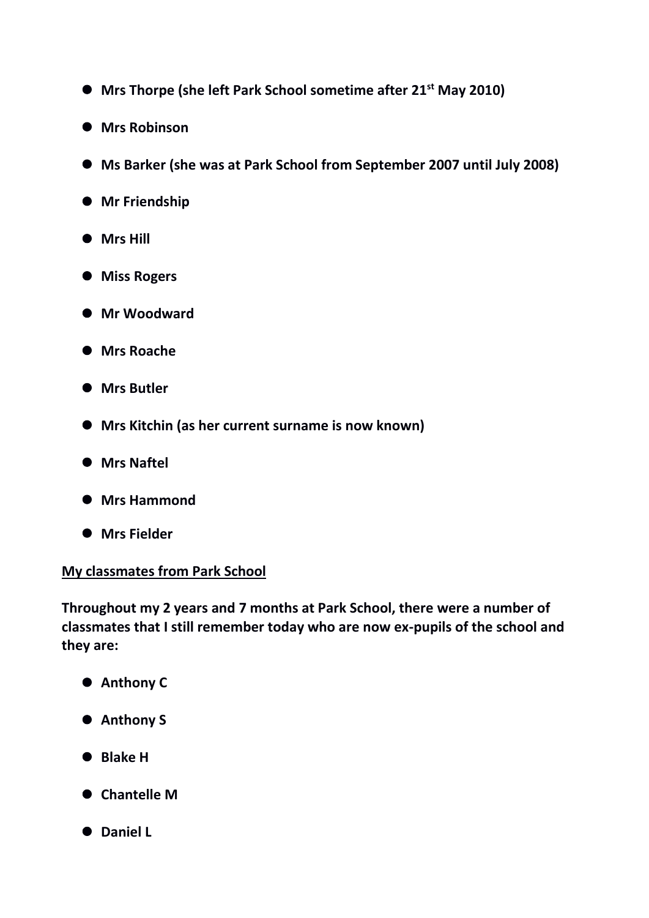- **Mrs Thorpe (she left Park School sometime after 21st May 2010)**
- **Mrs Robinson**
- **Ms Barker (she was at Park School from September 2007 until July 2008)**
- **Mr Friendship**
- **Mrs Hill**
- **Miss Rogers**
- **Mr Woodward**
- **Mrs Roache**
- **Mrs Butler**
- **Mrs Kitchin (as her current surname is now known)**
- **Mrs Naftel**
- **Mrs Hammond**
- **Mrs Fielder**

**<u>My classmates from Park School</u>**

**Throughout my 2 years and 7 months at Park School, there were a number of classmates that I still remember today who are now ex-pupils of the school and they are:**

- **Anthony C**
- **Anthony S**
- **Blake H**
- **Chantelle M**
- **Daniel L**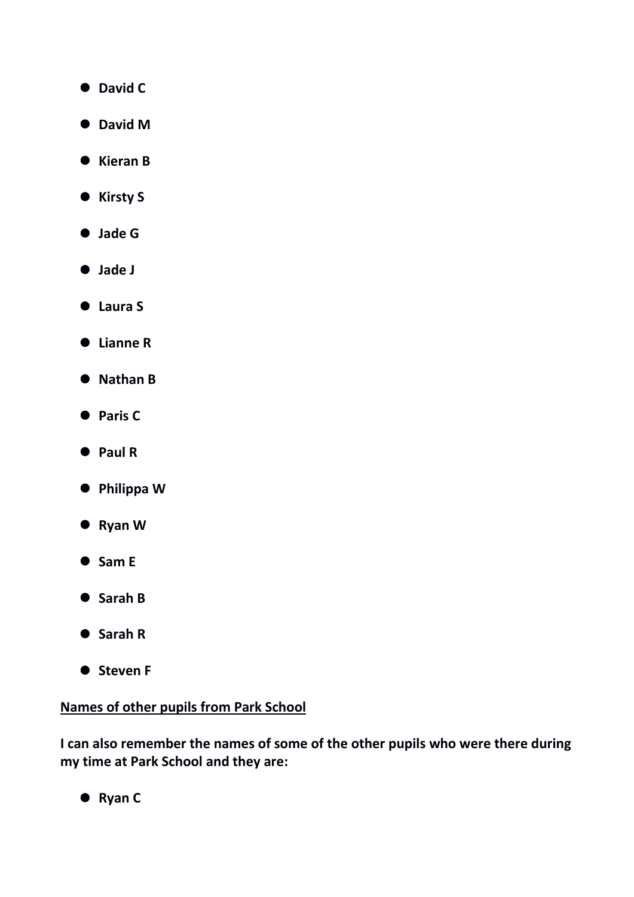- **David C**
- **David M**
- **Kieran B**
- **Kirsty S**
- **Jade G**
- **Jade J**
- **Laura S**
- **Lianne R**
- **Nathan B**
- **Paris C**
- **Paul R**
- **Philippa W**
- **Ryan W**
- **Sam E**
- **Sarah B**
- **Sarah R**
- **Steven F**

**<u>Names of other pupils from Park School</u>**

**I can also remember the names of some of the other pupils who were there during my time at Park School and they are:**

- **Ryan C**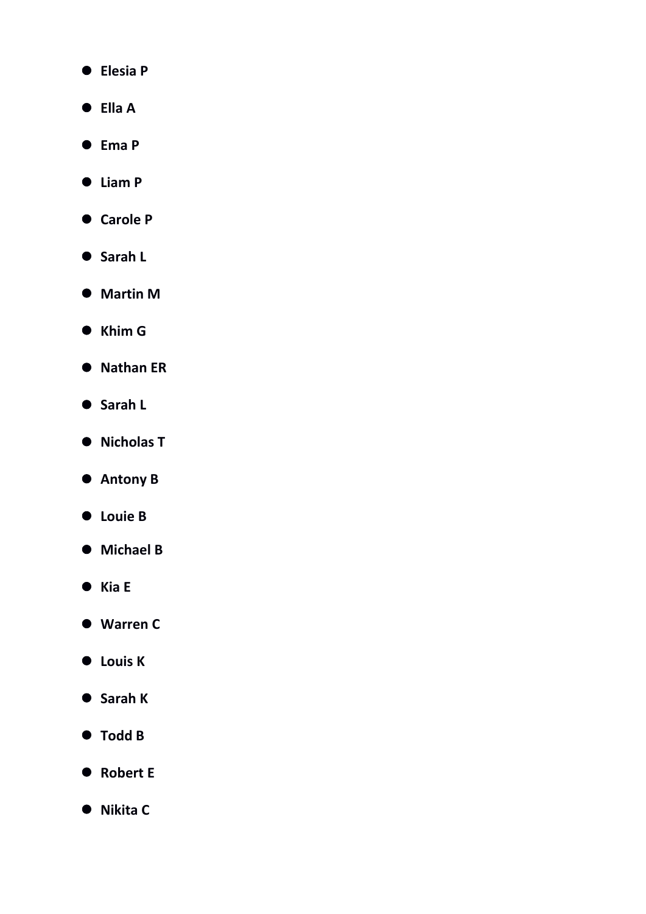- **Elesia P**
- **Ella A**
- **Ema P**
- **Liam P**
- **Carole P**
- **Sarah L**
- **Martin M**
- **Khim G**
- **Nathan ER**
- **Sarah L**
- **Nicholas T**
- **Antony B**
- **Louie B**
- **Michael B**
- **Kia E**
- **Warren C**
- **Louis K**
- **Sarah K**
- **Todd B**
- **Robert E**
- **Nikita C**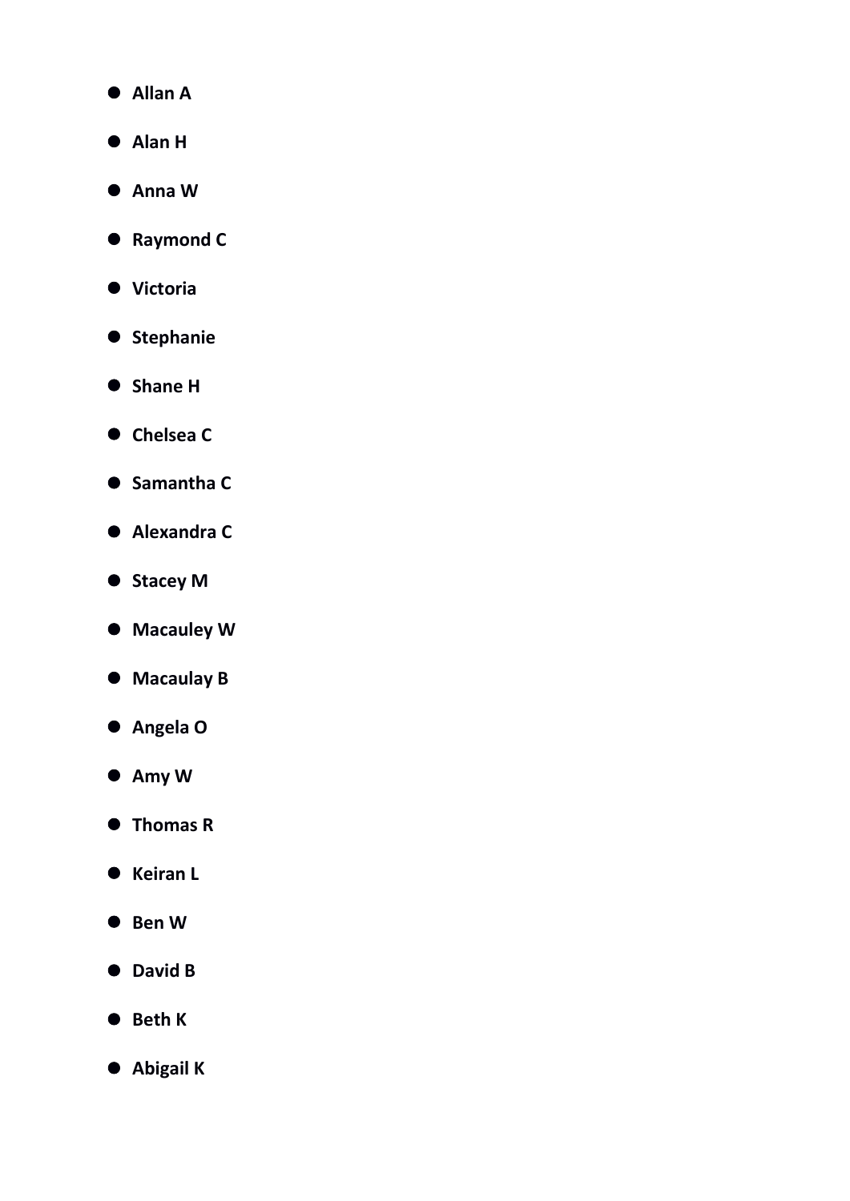- **Allan A**
- **Alan H**
- **Anna W**
- **Raymond C**
- **Victoria**
- **Stephanie**
- **Shane H**
- **Chelsea C**
- **Samantha C**
- **Alexandra C**
- **Stacey M**
- **Macauley W**
- **Macaulay B**
- **Angela O**
- **Amy W**
- **Thomas R**
- **Keiran L**
- **Ben W**
- **David B**
- **Beth K**
- **Abigail K**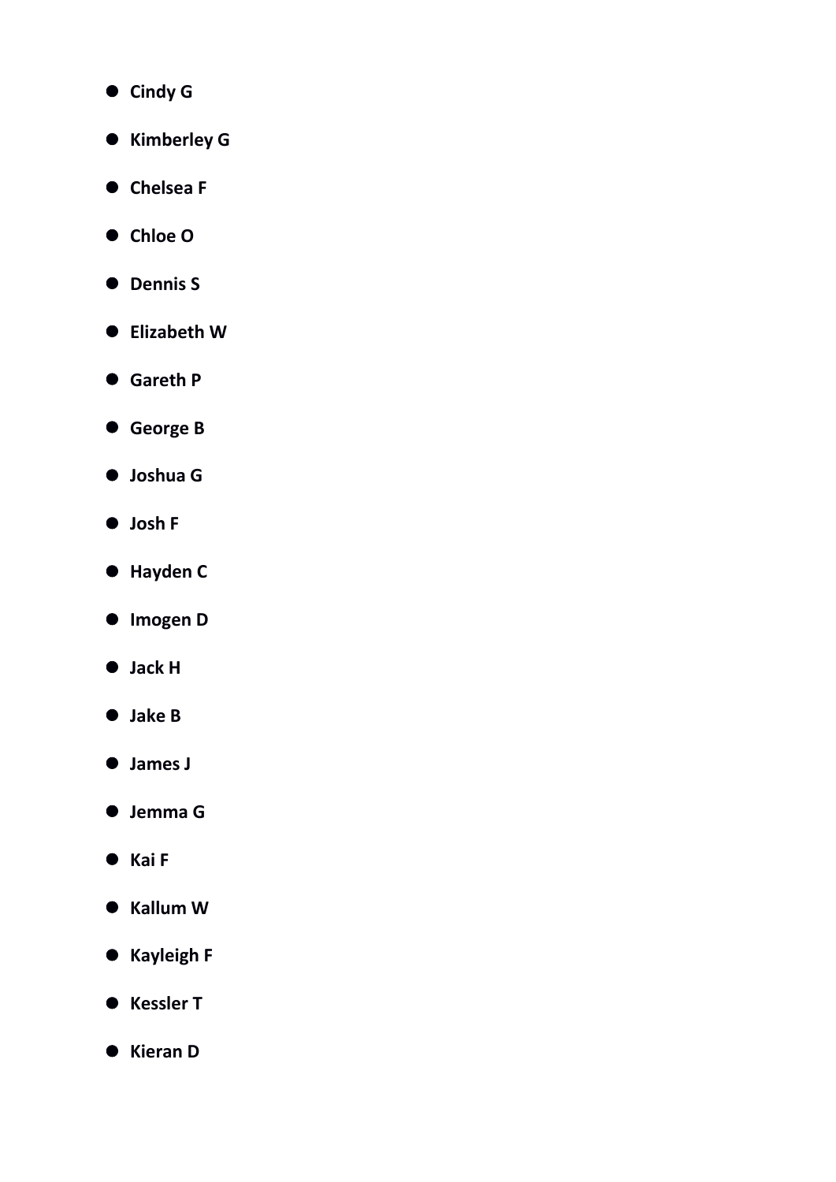- **Cindy G**
- **Kimberley G**
- **Chelsea F**
- **Chloe O**
- **Dennis S**
- **Elizabeth W**
- **Gareth P**
- **George B**
- **Joshua G**
- **Josh F**
- **Hayden C**
- **Imogen D**
- **Jack H**
- **Jake B**
- **James J**
- **Jemma G**
- **Kai F**
- **Kallum W**
- **Kayleigh F**
- **Kessler T**
- **Kieran D**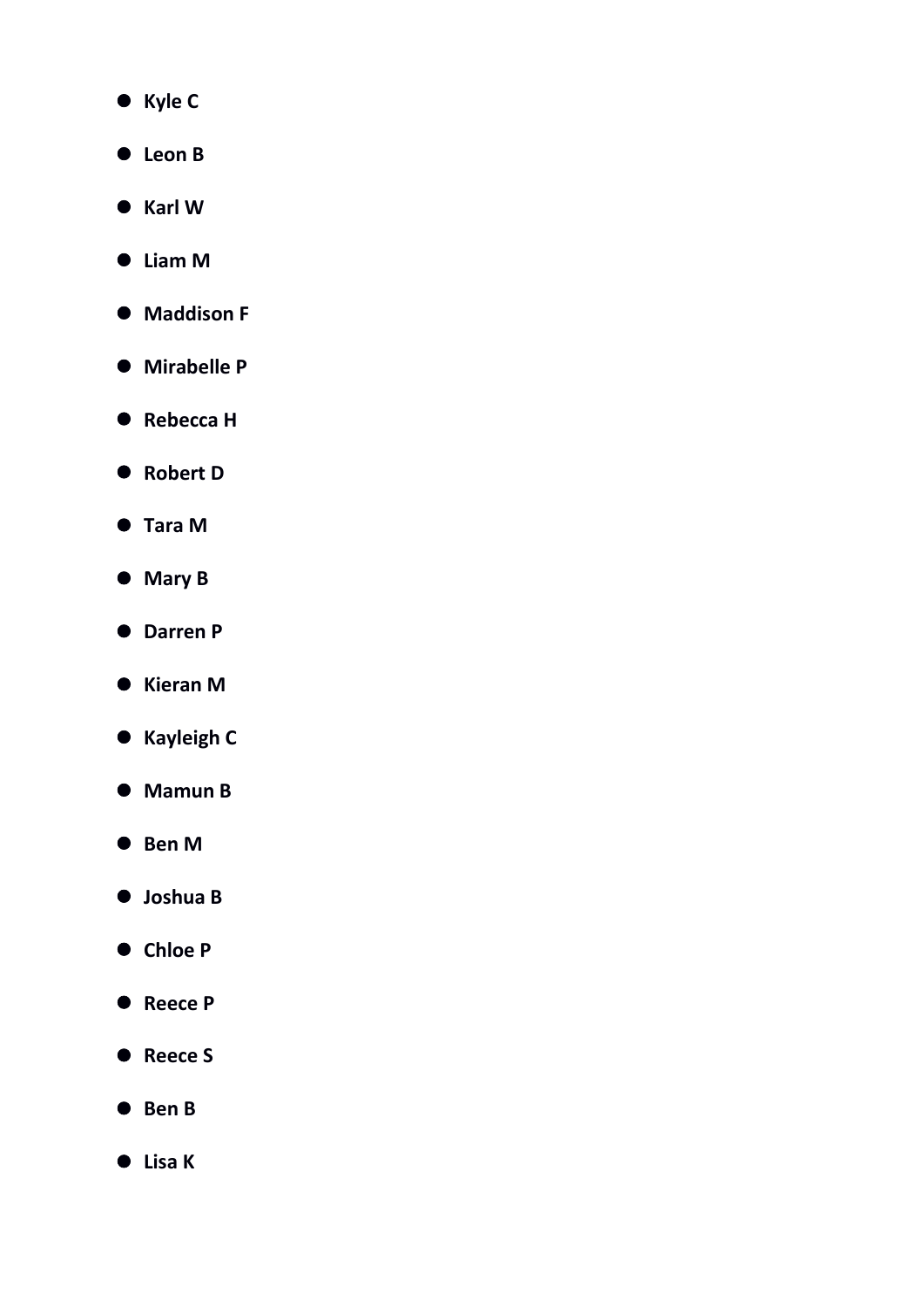- **Kyle C**
- **Leon B**
- **Karl W**
- **Liam M**
- **Maddison F**
- **Mirabelle P**
- **Rebecca H**
- **Robert D**
- **Tara M**
- **Mary B**
- **Darren P**
- **Kieran M**
- **Kayleigh C**
- **Mamun B**
- **Ben M**
- **Joshua B**
- **Chloe P**
- **Reece P**
- **Reece S**
- **Ben B**
- **Lisa K**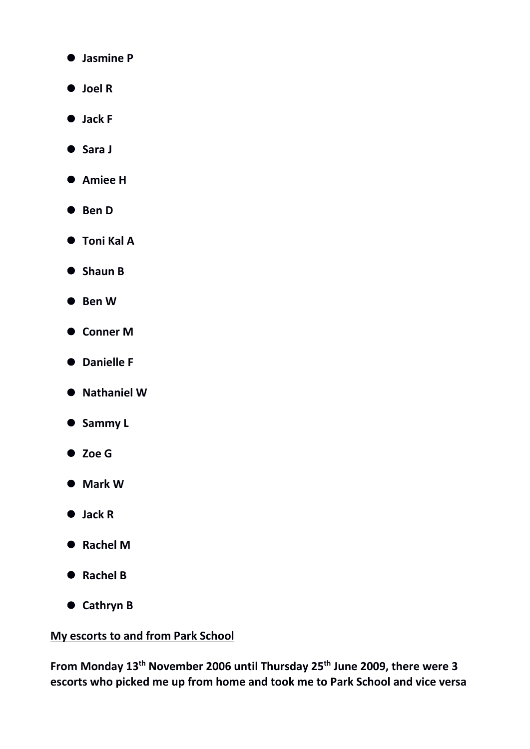- **Jasmine P**
- **Joel R**
- **Jack F**
- **Sara J**
- **Amiee H**
- **Ben D**
- **Toni Kal A**
- **Shaun B**
- **Ben W**
- **Conner M**
- **Danielle F**
- **Nathaniel W**
- **Sammy L**
- **Zoe G**
- **Mark W**
- **Jack R**
- **Rachel M**
- **Rachel B**
- **Cathryn B**

**<u>My escorts to and from Park School</u>**

**From Monday 13th November 2006 until Thursday 25th June 2009, there were 3 escorts who picked me up from home and took me to Park School and vice versa**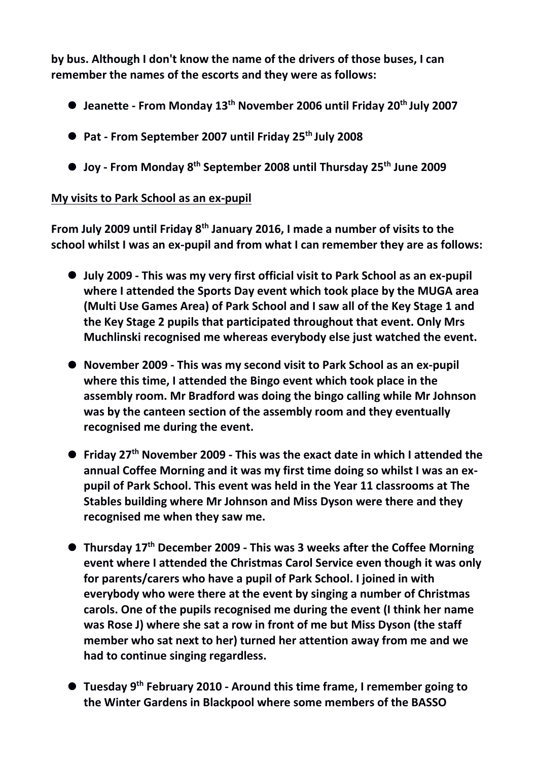**by bus. Although I don't know the name of the drivers of those buses, I can remember the names of the escorts and they were as follows:**

- **Jeanette - From Monday 13th November 2006 until Friday 20th July 2007**
- **Pat - From September 2007 until Friday 25th July 2008**
- **Joy - From Monday 8th September 2008 until Thursday 25th June 2009**

**<u>My visits to Park School as an ex-pupil</u>**

**From July 2009 until Friday 8th January 2016, I made a number of visits to the school whilst I was an ex-pupil and from what I can remember they are as follows:**

- **July 2009 - This was my very first official visit to Park School as an ex-pupil where I attended the Sports Day event which took place by the MUGA area (Multi Use Games Area) of Park School and I saw all of the Key Stage 1 and the Key Stage 2 pupils that participated throughout that event. Only Mrs Muchlinski recognised me whereas everybody else just watched the event.**
- **November 2009 - This was my second visit to Park School as an ex-pupil where this time, I attended the Bingo event which took place in the assembly room. Mr Bradford was doing the bingo calling while Mr Johnson was by the canteen section of the assembly room and they eventually recognised me during the event.**
- **Friday 27th November 2009 - This was the exact date in which I attended the annual Coffee Morning and it was my first time doing so whilst I was an ex-pupil of Park School. This event was held in the Year 11 classrooms at The Stables building where Mr Johnson and Miss Dyson were there and they recognised me when they saw me.**
- **Thursday 17th December 2009 - This was 3 weeks after the Coffee Morning event where I attended the Christmas Carol Service even though it was only for parents/carers who have a pupil of Park School. I joined in with everybody who were there at the event by singing a number of Christmas carols. One of the pupils recognised me during the event (I think her name was Rose J) where she sat a row in front of me but Miss Dyson (the staff member who sat next to her) turned her attention away from me and we had to continue singing regardless.**
- **Tuesday 9th February 2010 - Around this time frame, I remember going to the Winter Gardens in Blackpool where some members of the BASSO**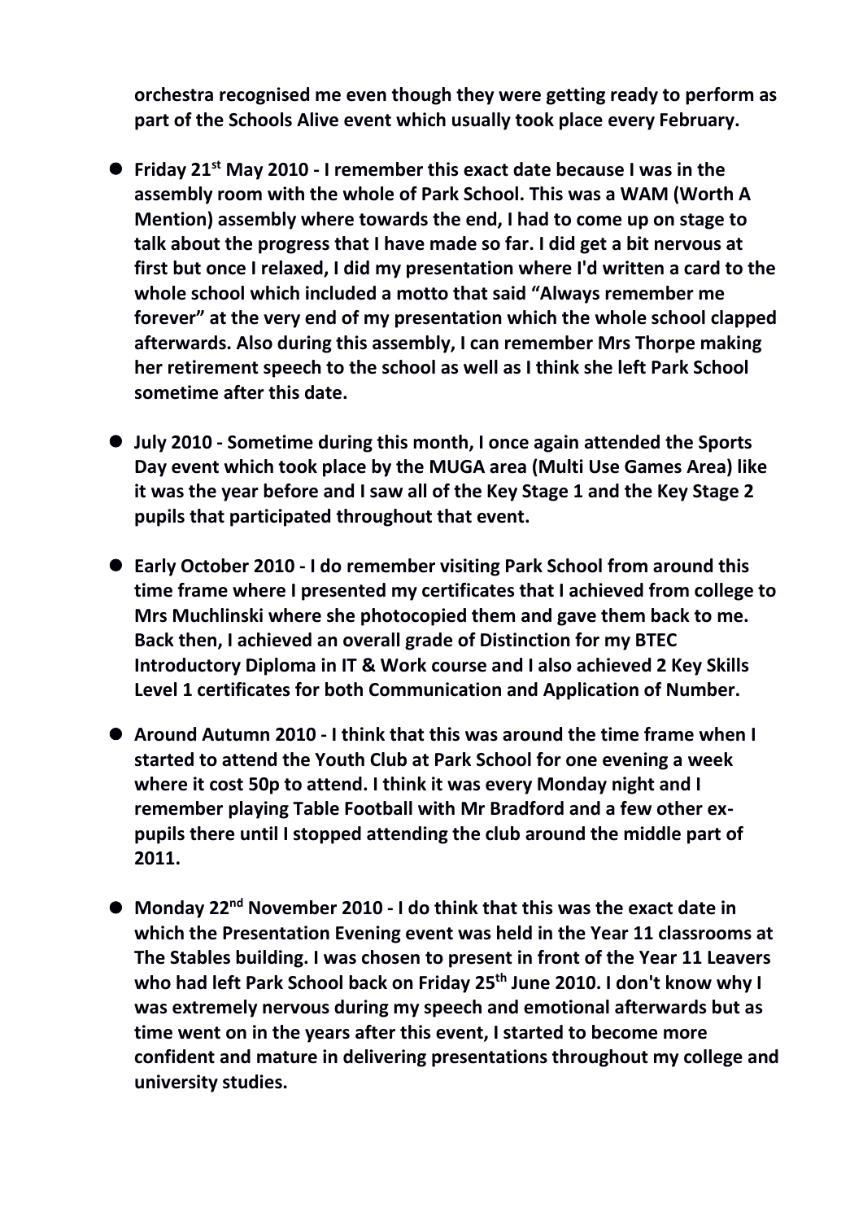**orchestra recognised me even though they were getting ready to perform as part of the Schools Alive event which usually took place every February.**

- **Friday 21st May 2010 - I remember this exact date because I was in the assembly room with the whole of Park School. This was a WAM (Worth A Mention) assembly where towards the end, I had to come up on stage to talk about the progress that I have made so far. I did get a bit nervous at first but once I relaxed, I did my presentation where I'd written a card to the whole school which included a motto that said "Always remember me forever" at the very end of my presentation which the whole school clapped afterwards. Also during this assembly, I can remember Mrs Thorpe making her retirement speech to the school as well as I think she left Park School sometime after this date.**

- **July 2010 - Sometime during this month, I once again attended the Sports Day event which took place by the MUGA area (Multi Use Games Area) like it was the year before and I saw all of the Key Stage 1 and the Key Stage 2 pupils that participated throughout that event.**

- **Early October 2010 - I do remember visiting Park School from around this time frame where I presented my certificates that I achieved from college to Mrs Muchlinski where she photocopied them and gave them back to me. Back then, I achieved an overall grade of Distinction for my BTEC Introductory Diploma in IT & Work course and I also achieved 2 Key Skills Level 1 certificates for both Communication and Application of Number.**

- **Around Autumn 2010 - I think that this was around the time frame when I started to attend the Youth Club at Park School for one evening a week where it cost 50p to attend. I think it was every Monday night and I remember playing Table Football with Mr Bradford and a few other ex-pupils there until I stopped attending the club around the middle part of 2011.**

- **Monday 22nd November 2010 - I do think that this was the exact date in which the Presentation Evening event was held in the Year 11 classrooms at The Stables building. I was chosen to present in front of the Year 11 Leavers who had left Park School back on Friday 25th June 2010. I don't know why I was extremely nervous during my speech and emotional afterwards but as time went on in the years after this event, I started to become more confident and mature in delivering presentations throughout my college and university studies.**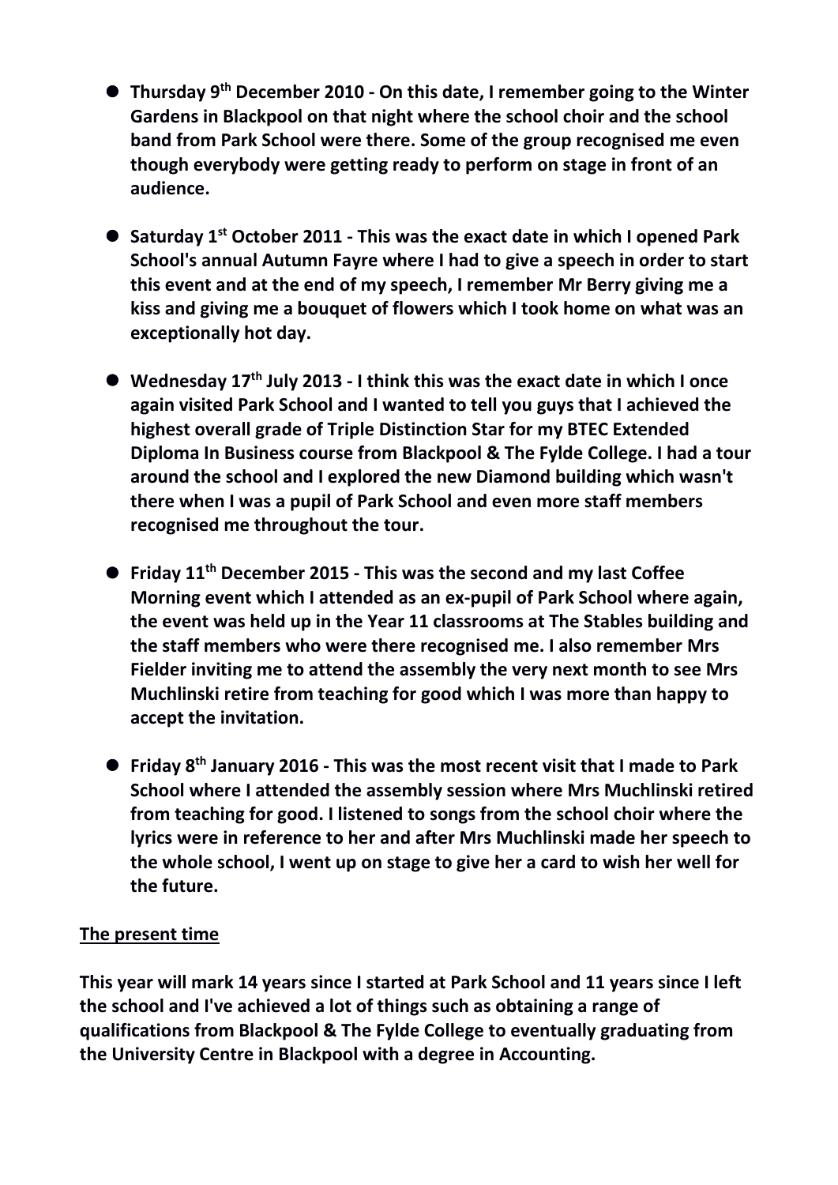- **Thursday 9th December 2010 - On this date, I remember going to the Winter Gardens in Blackpool on that night where the school choir and the school band from Park School were there. Some of the group recognised me even though everybody were getting ready to perform on stage in front of an audience.**

- **Saturday 1st October 2011 - This was the exact date in which I opened Park School's annual Autumn Fayre where I had to give a speech in order to start this event and at the end of my speech, I remember Mr Berry giving me a kiss and giving me a bouquet of flowers which I took home on what was an exceptionally hot day.**

- **Wednesday 17th July 2013 - I think this was the exact date in which I once again visited Park School and I wanted to tell you guys that I achieved the highest overall grade of Triple Distinction Star for my BTEC Extended Diploma In Business course from Blackpool & The Fylde College. I had a tour around the school and I explored the new Diamond building which wasn't there when I was a pupil of Park School and even more staff members recognised me throughout the tour.**

- **Friday 11th December 2015 - This was the second and my last Coffee Morning event which I attended as an ex-pupil of Park School where again, the event was held up in the Year 11 classrooms at The Stables building and the staff members who were there recognised me. I also remember Mrs Fielder inviting me to attend the assembly the very next month to see Mrs Muchlinski retire from teaching for good which I was more than happy to accept the invitation.**

- **Friday 8th January 2016 - This was the most recent visit that I made to Park School where I attended the assembly session where Mrs Muchlinski retired from teaching for good. I listened to songs from the school choir where the lyrics were in reference to her and after Mrs Muchlinski made her speech to the whole school, I went up on stage to give her a card to wish her well for the future.**

**<u>The present time</u>**

**This year will mark 14 years since I started at Park School and 11 years since I left the school and I've achieved a lot of things such as obtaining a range of qualifications from Blackpool & The Fylde College to eventually graduating from the University Centre in Blackpool with a degree in Accounting.**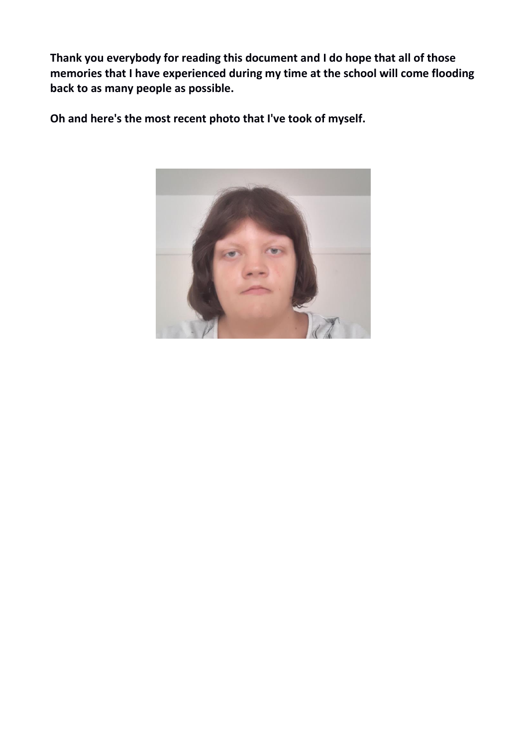**Thank you everybody for reading this document and I do hope that all of those memories that I have experienced during my time at the school will come flooding back to as many people as possible.**

**Oh and here's the most recent photo that I've took of myself.**